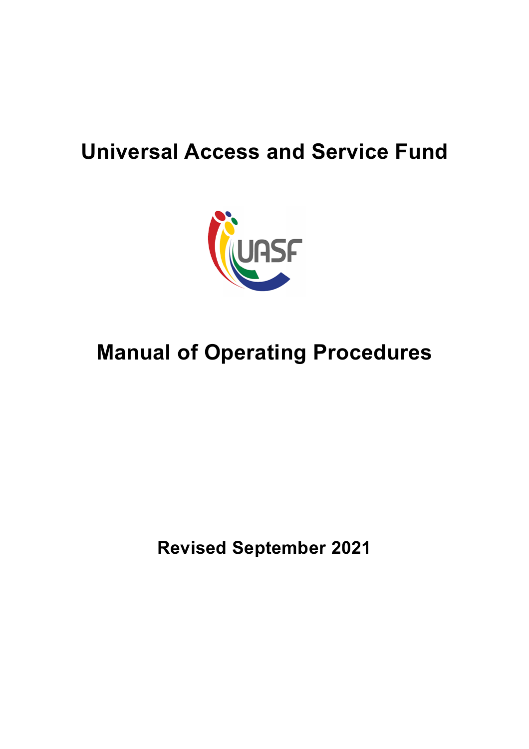# Universal Access and Service Fund

# Manual of Operating Procedures

**Revised September 2021**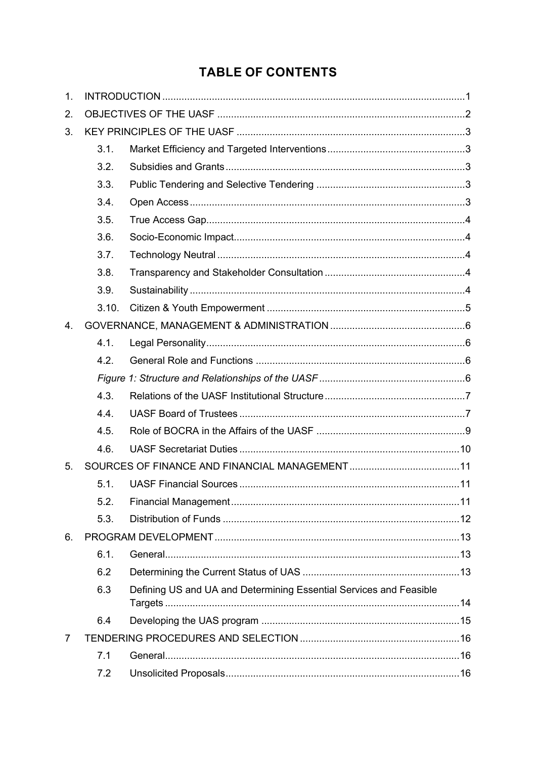# TABLE OF CONTENTS

1. INTRODUCTION .......... 1
2. OBJECTIVES OF THE UASF .......... 2
3. KEY PRINCIPLES OF THE UASF .......... 3
   - 3.1. Market Efficiency and Targeted Interventions .......... 3
   - 3.2. Subsidies and Grants .......... 3
   - 3.3. Public Tendering and Selective Tendering .......... 3
   - 3.4. Open Access .......... 3
   - 3.5. True Access Gap .......... 4
   - 3.6. Socio-Economic Impact .......... 4
   - 3.7. Technology Neutral .......... 4
   - 3.8. Transparency and Stakeholder Consultation .......... 4
   - 3.9. Sustainability .......... 4
   - 3.10. Citizen & Youth Empowerment .......... 5
4. GOVERNANCE, MANAGEMENT & ADMINISTRATION .......... 6
   - 4.1. Legal Personality .......... 6
   - 4.2. General Role and Functions .......... 6
   - *Figure 1: Structure and Relationships of the UASF* .......... 6
   - 4.3. Relations of the UASF Institutional Structure .......... 7
   - 4.4. UASF Board of Trustees .......... 7
   - 4.5. Role of BOCRA in the Affairs of the UASF .......... 9
   - 4.6. UASF Secretariat Duties .......... 10
5. SOURCES OF FINANCE AND FINANCIAL MANAGEMENT .......... 11
   - 5.1. UASF Financial Sources .......... 11
   - 5.2. Financial Management .......... 11
   - 5.3. Distribution of Funds .......... 12
6. PROGRAM DEVELOPMENT .......... 13
   - 6.1. General .......... 13
   - 6.2 Determining the Current Status of UAS .......... 13
   - 6.3 Defining US and UA and Determining Essential Services and Feasible Targets .......... 14
   - 6.4 Developing the UAS program .......... 15
7. TENDERING PROCEDURES AND SELECTION .......... 16
   - 7.1 General .......... 16
   - 7.2 Unsolicited Proposals .......... 16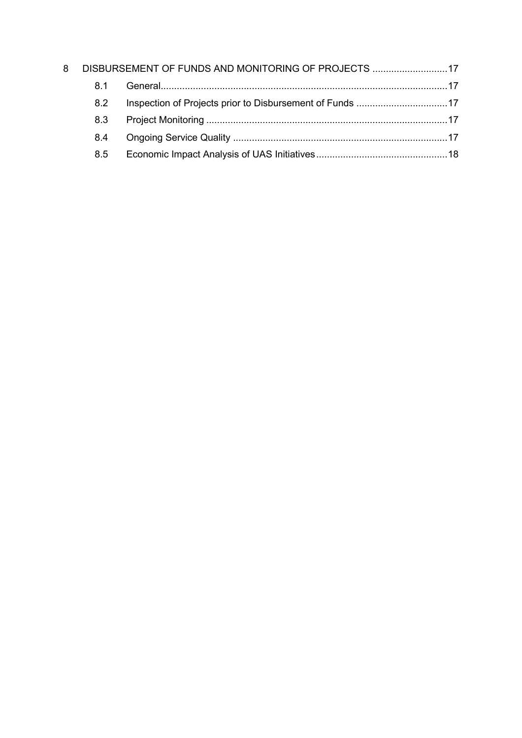8 DISBURSEMENT OF FUNDS AND MONITORING OF PROJECTS ............................17

- 8.1 General.........................................................................................................17
- 8.2 Inspection of Projects prior to Disbursement of Funds ..................................17
- 8.3 Project Monitoring .........................................................................................17
- 8.4 Ongoing Service Quality ...............................................................................17
- 8.5 Economic Impact Analysis of UAS Initiatives.................................................18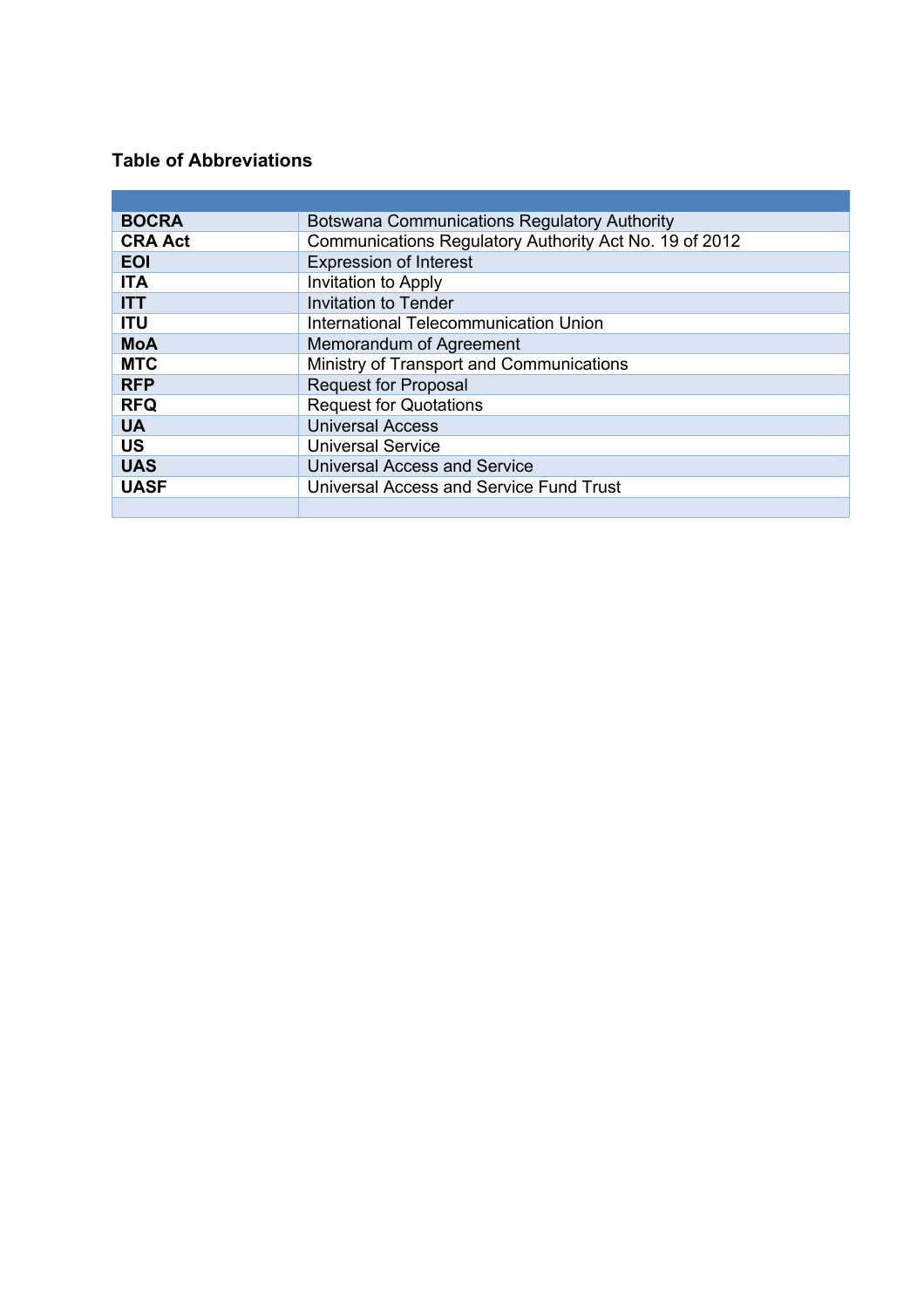## Table of Abbreviations

| | |
|---|---|
| **BOCRA** | Botswana Communications Regulatory Authority |
| **CRA Act** | Communications Regulatory Authority Act No. 19 of 2012 |
| **EOI** | Expression of Interest |
| **ITA** | Invitation to Apply |
| **ITT** | Invitation to Tender |
| **ITU** | International Telecommunication Union |
| **MoA** | Memorandum of Agreement |
| **MTC** | Ministry of Transport and Communications |
| **RFP** | Request for Proposal |
| **RFQ** | Request for Quotations |
| **UA** | Universal Access |
| **US** | Universal Service |
| **UAS** | Universal Access and Service |
| **UASF** | Universal Access and Service Fund Trust |
| | |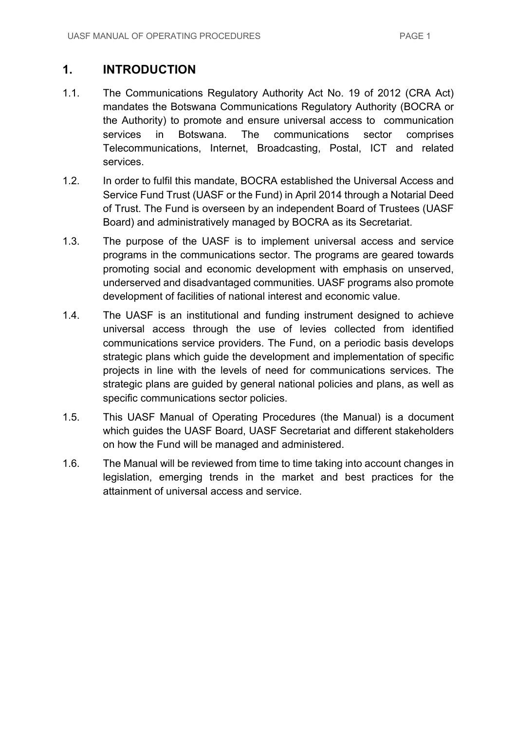# 1. INTRODUCTION

1.1. The Communications Regulatory Authority Act No. 19 of 2012 (CRA Act) mandates the Botswana Communications Regulatory Authority (BOCRA or the Authority) to promote and ensure universal access to communication services in Botswana. The communications sector comprises Telecommunications, Internet, Broadcasting, Postal, ICT and related services.

1.2. In order to fulfil this mandate, BOCRA established the Universal Access and Service Fund Trust (UASF or the Fund) in April 2014 through a Notarial Deed of Trust. The Fund is overseen by an independent Board of Trustees (UASF Board) and administratively managed by BOCRA as its Secretariat.

1.3. The purpose of the UASF is to implement universal access and service programs in the communications sector. The programs are geared towards promoting social and economic development with emphasis on unserved, underserved and disadvantaged communities. UASF programs also promote development of facilities of national interest and economic value.

1.4. The UASF is an institutional and funding instrument designed to achieve universal access through the use of levies collected from identified communications service providers. The Fund, on a periodic basis develops strategic plans which guide the development and implementation of specific projects in line with the levels of need for communications services. The strategic plans are guided by general national policies and plans, as well as specific communications sector policies.

1.5. This UASF Manual of Operating Procedures (the Manual) is a document which guides the UASF Board, UASF Secretariat and different stakeholders on how the Fund will be managed and administered.

1.6. The Manual will be reviewed from time to time taking into account changes in legislation, emerging trends in the market and best practices for the attainment of universal access and service.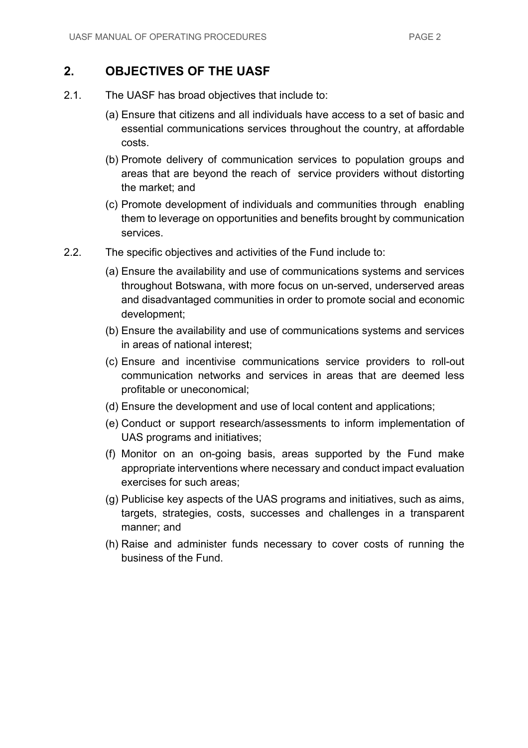## 2. OBJECTIVES OF THE UASF

2.1. The UASF has broad objectives that include to:

(a) Ensure that citizens and all individuals have access to a set of basic and essential communications services throughout the country, at affordable costs.

(b) Promote delivery of communication services to population groups and areas that are beyond the reach of service providers without distorting the market; and

(c) Promote development of individuals and communities through enabling them to leverage on opportunities and benefits brought by communication services.

2.2. The specific objectives and activities of the Fund include to:

(a) Ensure the availability and use of communications systems and services throughout Botswana, with more focus on un-served, underserved areas and disadvantaged communities in order to promote social and economic development;

(b) Ensure the availability and use of communications systems and services in areas of national interest;

(c) Ensure and incentivise communications service providers to roll-out communication networks and services in areas that are deemed less profitable or uneconomical;

(d) Ensure the development and use of local content and applications;

(e) Conduct or support research/assessments to inform implementation of UAS programs and initiatives;

(f) Monitor on an on-going basis, areas supported by the Fund make appropriate interventions where necessary and conduct impact evaluation exercises for such areas;

(g) Publicise key aspects of the UAS programs and initiatives, such as aims, targets, strategies, costs, successes and challenges in a transparent manner; and

(h) Raise and administer funds necessary to cover costs of running the business of the Fund.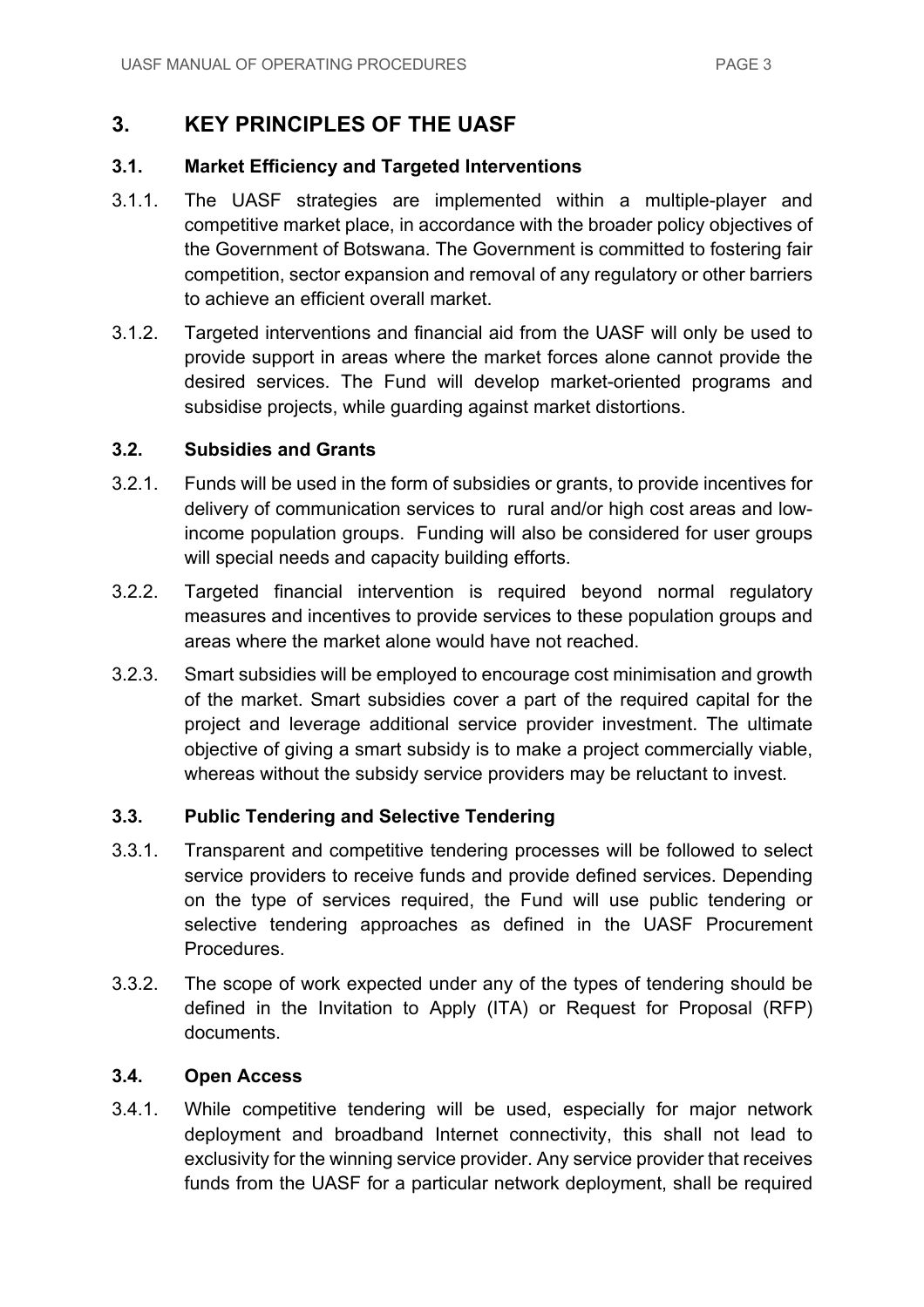# 3. KEY PRINCIPLES OF THE UASF

## 3.1. Market Efficiency and Targeted Interventions

3.1.1. The UASF strategies are implemented within a multiple-player and competitive market place, in accordance with the broader policy objectives of the Government of Botswana. The Government is committed to fostering fair competition, sector expansion and removal of any regulatory or other barriers to achieve an efficient overall market.

3.1.2. Targeted interventions and financial aid from the UASF will only be used to provide support in areas where the market forces alone cannot provide the desired services. The Fund will develop market-oriented programs and subsidise projects, while guarding against market distortions.

## 3.2. Subsidies and Grants

3.2.1. Funds will be used in the form of subsidies or grants, to provide incentives for delivery of communication services to rural and/or high cost areas and low-income population groups. Funding will also be considered for user groups will special needs and capacity building efforts.

3.2.2. Targeted financial intervention is required beyond normal regulatory measures and incentives to provide services to these population groups and areas where the market alone would have not reached.

3.2.3. Smart subsidies will be employed to encourage cost minimisation and growth of the market. Smart subsidies cover a part of the required capital for the project and leverage additional service provider investment. The ultimate objective of giving a smart subsidy is to make a project commercially viable, whereas without the subsidy service providers may be reluctant to invest.

## 3.3. Public Tendering and Selective Tendering

3.3.1. Transparent and competitive tendering processes will be followed to select service providers to receive funds and provide defined services. Depending on the type of services required, the Fund will use public tendering or selective tendering approaches as defined in the UASF Procurement Procedures.

3.3.2. The scope of work expected under any of the types of tendering should be defined in the Invitation to Apply (ITA) or Request for Proposal (RFP) documents.

## 3.4. Open Access

3.4.1. While competitive tendering will be used, especially for major network deployment and broadband Internet connectivity, this shall not lead to exclusivity for the winning service provider. Any service provider that receives funds from the UASF for a particular network deployment, shall be required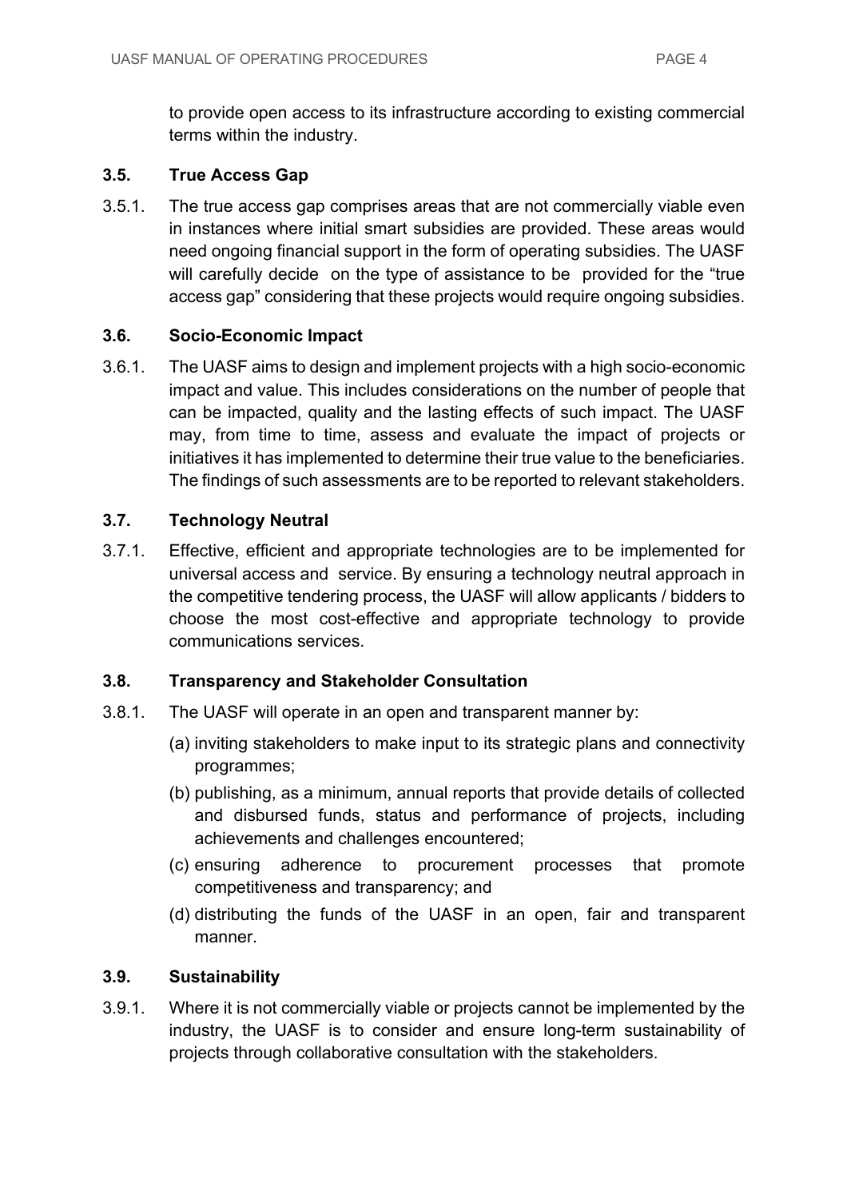to provide open access to its infrastructure according to existing commercial terms within the industry.

### 3.5. True Access Gap

3.5.1. The true access gap comprises areas that are not commercially viable even in instances where initial smart subsidies are provided. These areas would need ongoing financial support in the form of operating subsidies. The UASF will carefully decide on the type of assistance to be provided for the "true access gap" considering that these projects would require ongoing subsidies.

### 3.6. Socio-Economic Impact

3.6.1. The UASF aims to design and implement projects with a high socio-economic impact and value. This includes considerations on the number of people that can be impacted, quality and the lasting effects of such impact. The UASF may, from time to time, assess and evaluate the impact of projects or initiatives it has implemented to determine their true value to the beneficiaries. The findings of such assessments are to be reported to relevant stakeholders.

### 3.7. Technology Neutral

3.7.1. Effective, efficient and appropriate technologies are to be implemented for universal access and service. By ensuring a technology neutral approach in the competitive tendering process, the UASF will allow applicants / bidders to choose the most cost-effective and appropriate technology to provide communications services.

### 3.8. Transparency and Stakeholder Consultation

3.8.1. The UASF will operate in an open and transparent manner by:

(a) inviting stakeholders to make input to its strategic plans and connectivity programmes;

(b) publishing, as a minimum, annual reports that provide details of collected and disbursed funds, status and performance of projects, including achievements and challenges encountered;

(c) ensuring adherence to procurement processes that promote competitiveness and transparency; and

(d) distributing the funds of the UASF in an open, fair and transparent manner.

### 3.9. Sustainability

3.9.1. Where it is not commercially viable or projects cannot be implemented by the industry, the UASF is to consider and ensure long-term sustainability of projects through collaborative consultation with the stakeholders.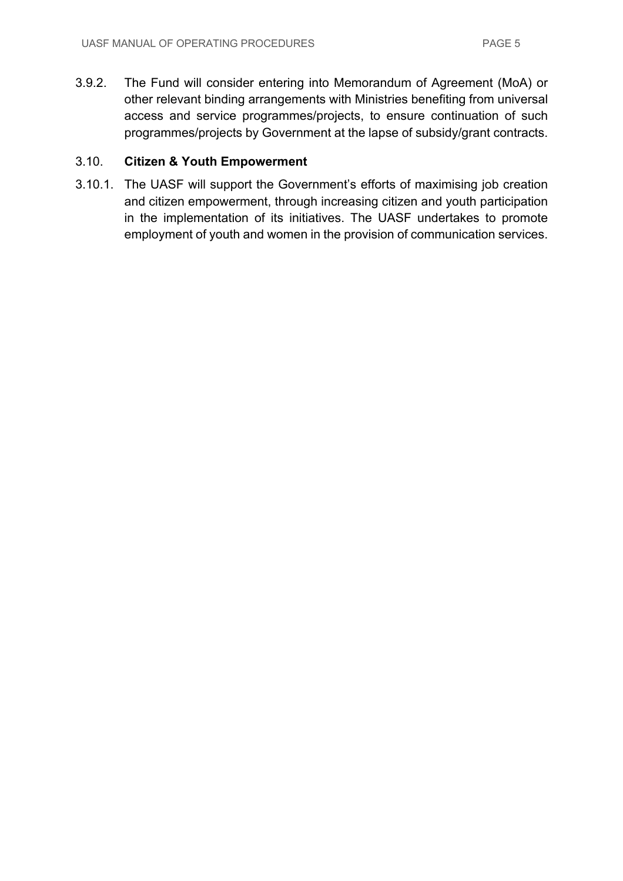3.9.2. The Fund will consider entering into Memorandum of Agreement (MoA) or other relevant binding arrangements with Ministries benefiting from universal access and service programmes/projects, to ensure continuation of such programmes/projects by Government at the lapse of subsidy/grant contracts.

### 3.10. **Citizen & Youth Empowerment**

3.10.1. The UASF will support the Government's efforts of maximising job creation and citizen empowerment, through increasing citizen and youth participation in the implementation of its initiatives. The UASF undertakes to promote employment of youth and women in the provision of communication services.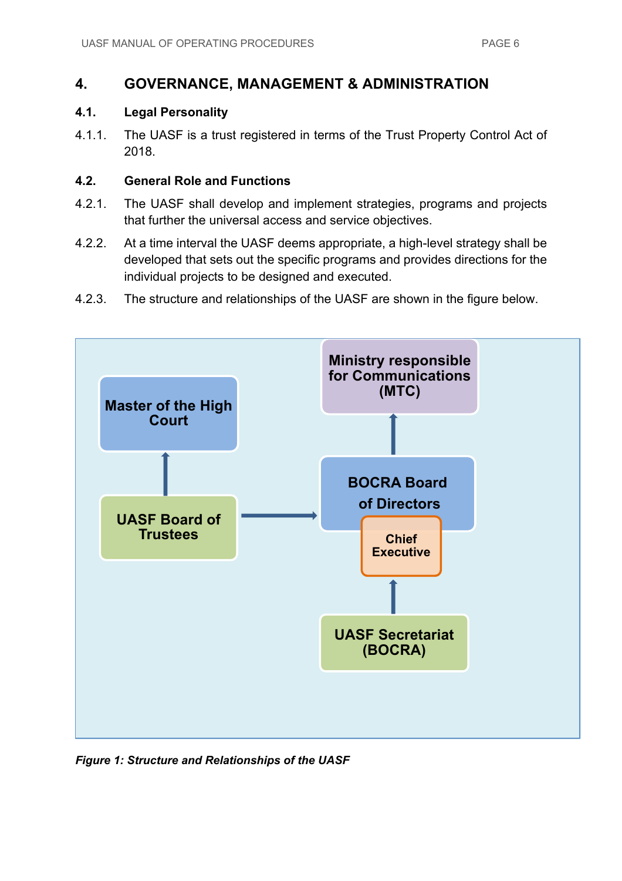## 4. GOVERNANCE, MANAGEMENT & ADMINISTRATION

### 4.1. Legal Personality

4.1.1. The UASF is a trust registered in terms of the Trust Property Control Act of 2018.

### 4.2. General Role and Functions

4.2.1. The UASF shall develop and implement strategies, programs and projects that further the universal access and service objectives.

4.2.2. At a time interval the UASF deems appropriate, a high-level strategy shall be developed that sets out the specific programs and provides directions for the individual projects to be designed and executed.

4.2.3. The structure and relationships of the UASF are shown in the figure below.

*Figure 1: Structure and Relationships of the UASF*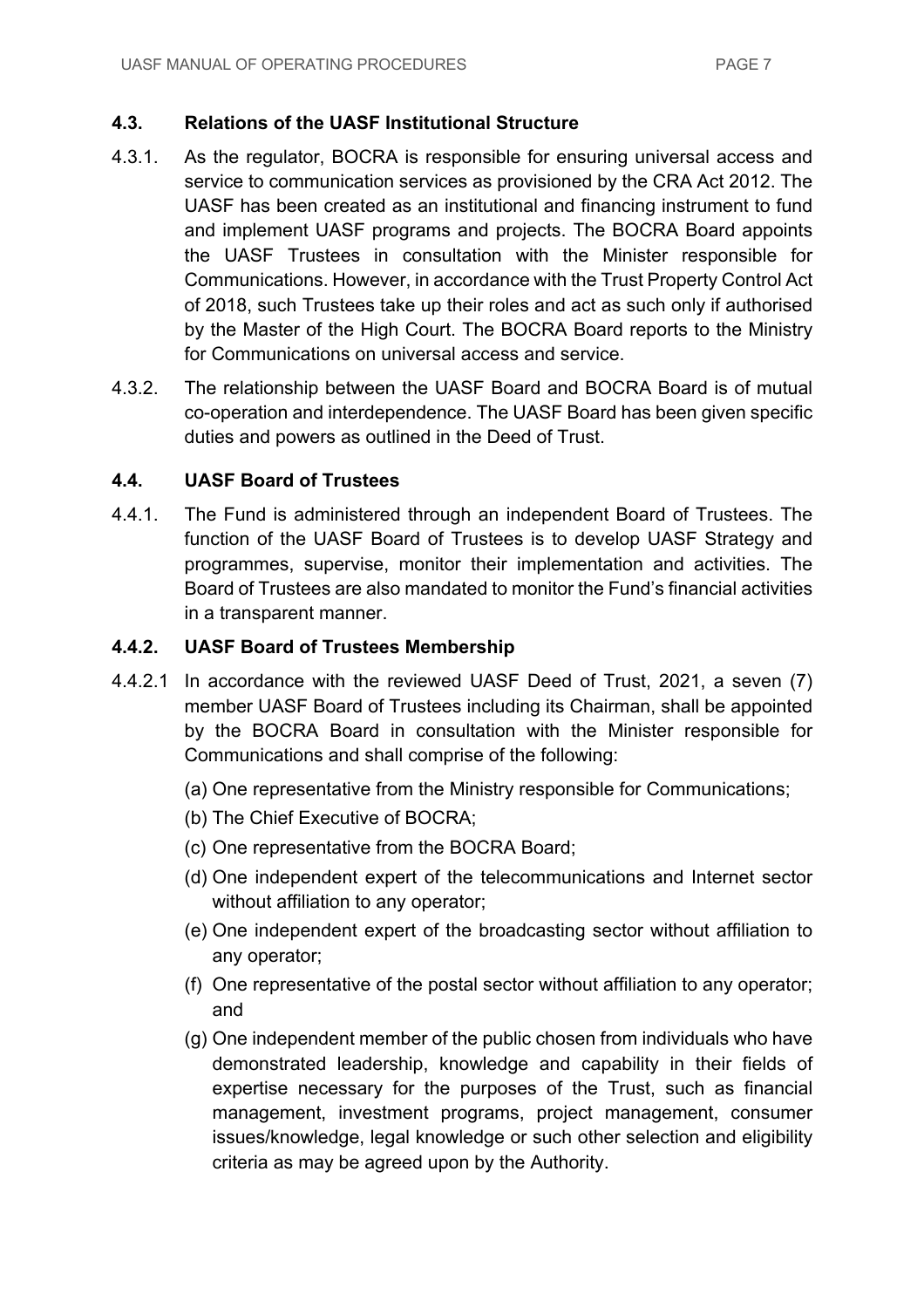## 4.3. Relations of the UASF Institutional Structure

4.3.1. As the regulator, BOCRA is responsible for ensuring universal access and service to communication services as provisioned by the CRA Act 2012. The UASF has been created as an institutional and financing instrument to fund and implement UASF programs and projects. The BOCRA Board appoints the UASF Trustees in consultation with the Minister responsible for Communications. However, in accordance with the Trust Property Control Act of 2018, such Trustees take up their roles and act as such only if authorised by the Master of the High Court. The BOCRA Board reports to the Ministry for Communications on universal access and service.

4.3.2. The relationship between the UASF Board and BOCRA Board is of mutual co-operation and interdependence. The UASF Board has been given specific duties and powers as outlined in the Deed of Trust.

## 4.4. UASF Board of Trustees

4.4.1. The Fund is administered through an independent Board of Trustees. The function of the UASF Board of Trustees is to develop UASF Strategy and programmes, supervise, monitor their implementation and activities. The Board of Trustees are also mandated to monitor the Fund's financial activities in a transparent manner.

### 4.4.2. UASF Board of Trustees Membership

4.4.2.1 In accordance with the reviewed UASF Deed of Trust, 2021, a seven (7) member UASF Board of Trustees including its Chairman, shall be appointed by the BOCRA Board in consultation with the Minister responsible for Communications and shall comprise of the following:

(a) One representative from the Ministry responsible for Communications;

(b) The Chief Executive of BOCRA;

(c) One representative from the BOCRA Board;

(d) One independent expert of the telecommunications and Internet sector without affiliation to any operator;

(e) One independent expert of the broadcasting sector without affiliation to any operator;

(f) One representative of the postal sector without affiliation to any operator; and

(g) One independent member of the public chosen from individuals who have demonstrated leadership, knowledge and capability in their fields of expertise necessary for the purposes of the Trust, such as financial management, investment programs, project management, consumer issues/knowledge, legal knowledge or such other selection and eligibility criteria as may be agreed upon by the Authority.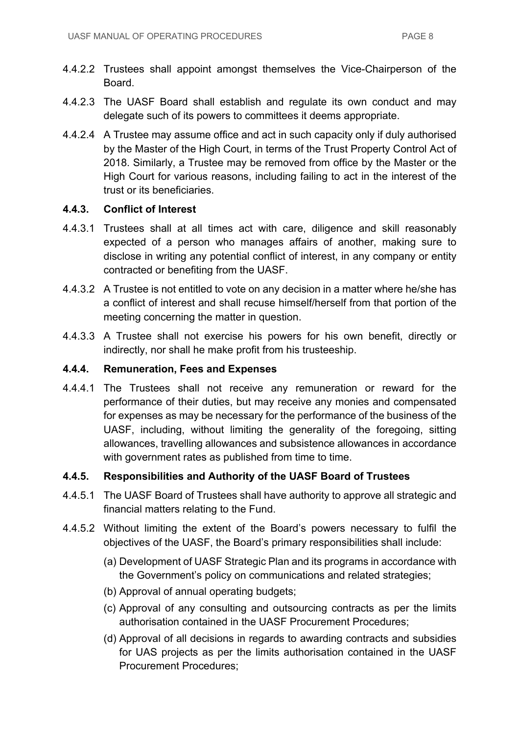4.4.2.2 Trustees shall appoint amongst themselves the Vice-Chairperson of the Board.

4.4.2.3 The UASF Board shall establish and regulate its own conduct and may delegate such of its powers to committees it deems appropriate.

4.4.2.4 A Trustee may assume office and act in such capacity only if duly authorised by the Master of the High Court, in terms of the Trust Property Control Act of 2018. Similarly, a Trustee may be removed from office by the Master or the High Court for various reasons, including failing to act in the interest of the trust or its beneficiaries.

### 4.4.3. Conflict of Interest

4.4.3.1 Trustees shall at all times act with care, diligence and skill reasonably expected of a person who manages affairs of another, making sure to disclose in writing any potential conflict of interest, in any company or entity contracted or benefiting from the UASF.

4.4.3.2 A Trustee is not entitled to vote on any decision in a matter where he/she has a conflict of interest and shall recuse himself/herself from that portion of the meeting concerning the matter in question.

4.4.3.3 A Trustee shall not exercise his powers for his own benefit, directly or indirectly, nor shall he make profit from his trusteeship.

### 4.4.4. Remuneration, Fees and Expenses

4.4.4.1 The Trustees shall not receive any remuneration or reward for the performance of their duties, but may receive any monies and compensated for expenses as may be necessary for the performance of the business of the UASF, including, without limiting the generality of the foregoing, sitting allowances, travelling allowances and subsistence allowances in accordance with government rates as published from time to time.

### 4.4.5. Responsibilities and Authority of the UASF Board of Trustees

4.4.5.1 The UASF Board of Trustees shall have authority to approve all strategic and financial matters relating to the Fund.

4.4.5.2 Without limiting the extent of the Board's powers necessary to fulfil the objectives of the UASF, the Board's primary responsibilities shall include:

(a) Development of UASF Strategic Plan and its programs in accordance with the Government's policy on communications and related strategies;

(b) Approval of annual operating budgets;

(c) Approval of any consulting and outsourcing contracts as per the limits authorisation contained in the UASF Procurement Procedures;

(d) Approval of all decisions in regards to awarding contracts and subsidies for UAS projects as per the limits authorisation contained in the UASF Procurement Procedures;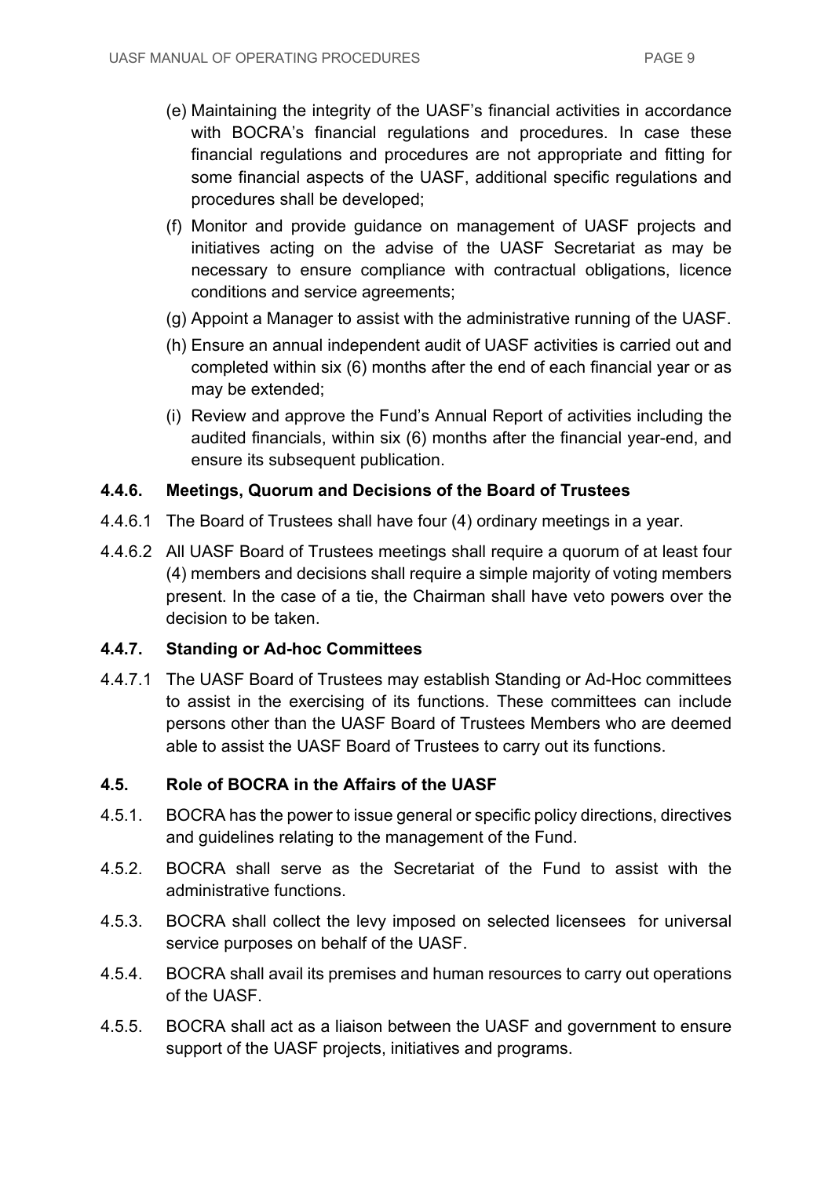(e) Maintaining the integrity of the UASF's financial activities in accordance with BOCRA's financial regulations and procedures. In case these financial regulations and procedures are not appropriate and fitting for some financial aspects of the UASF, additional specific regulations and procedures shall be developed;

(f) Monitor and provide guidance on management of UASF projects and initiatives acting on the advise of the UASF Secretariat as may be necessary to ensure compliance with contractual obligations, licence conditions and service agreements;

(g) Appoint a Manager to assist with the administrative running of the UASF.

(h) Ensure an annual independent audit of UASF activities is carried out and completed within six (6) months after the end of each financial year or as may be extended;

(i) Review and approve the Fund's Annual Report of activities including the audited financials, within six (6) months after the financial year-end, and ensure its subsequent publication.

#### 4.4.6. Meetings, Quorum and Decisions of the Board of Trustees

4.4.6.1 The Board of Trustees shall have four (4) ordinary meetings in a year.

4.4.6.2 All UASF Board of Trustees meetings shall require a quorum of at least four (4) members and decisions shall require a simple majority of voting members present. In the case of a tie, the Chairman shall have veto powers over the decision to be taken.

#### 4.4.7. Standing or Ad-hoc Committees

4.4.7.1 The UASF Board of Trustees may establish Standing or Ad-Hoc committees to assist in the exercising of its functions. These committees can include persons other than the UASF Board of Trustees Members who are deemed able to assist the UASF Board of Trustees to carry out its functions.

### 4.5. Role of BOCRA in the Affairs of the UASF

4.5.1. BOCRA has the power to issue general or specific policy directions, directives and guidelines relating to the management of the Fund.

4.5.2. BOCRA shall serve as the Secretariat of the Fund to assist with the administrative functions.

4.5.3. BOCRA shall collect the levy imposed on selected licensees for universal service purposes on behalf of the UASF.

4.5.4. BOCRA shall avail its premises and human resources to carry out operations of the UASF.

4.5.5. BOCRA shall act as a liaison between the UASF and government to ensure support of the UASF projects, initiatives and programs.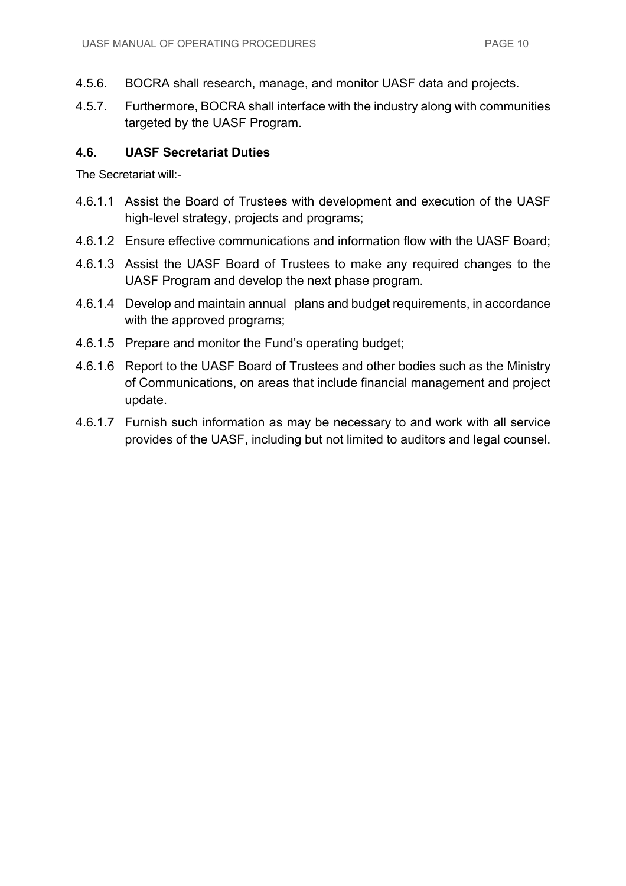4.5.6. BOCRA shall research, manage, and monitor UASF data and projects.

4.5.7. Furthermore, BOCRA shall interface with the industry along with communities targeted by the UASF Program.

### 4.6. UASF Secretariat Duties

The Secretariat will:-

4.6.1.1 Assist the Board of Trustees with development and execution of the UASF high-level strategy, projects and programs;

4.6.1.2 Ensure effective communications and information flow with the UASF Board;

4.6.1.3 Assist the UASF Board of Trustees to make any required changes to the UASF Program and develop the next phase program.

4.6.1.4 Develop and maintain annual plans and budget requirements, in accordance with the approved programs;

4.6.1.5 Prepare and monitor the Fund's operating budget;

4.6.1.6 Report to the UASF Board of Trustees and other bodies such as the Ministry of Communications, on areas that include financial management and project update.

4.6.1.7 Furnish such information as may be necessary to and work with all service provides of the UASF, including but not limited to auditors and legal counsel.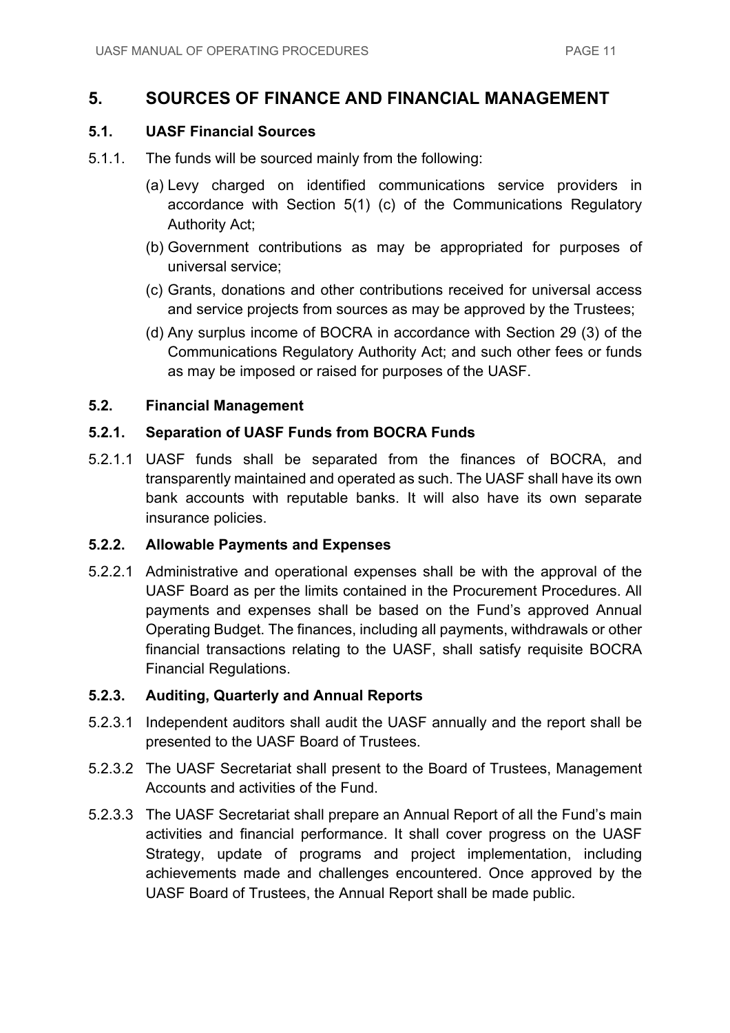# 5. SOURCES OF FINANCE AND FINANCIAL MANAGEMENT

## 5.1. UASF Financial Sources

5.1.1. The funds will be sourced mainly from the following:

(a) Levy charged on identified communications service providers in accordance with Section 5(1) (c) of the Communications Regulatory Authority Act;

(b) Government contributions as may be appropriated for purposes of universal service;

(c) Grants, donations and other contributions received for universal access and service projects from sources as may be approved by the Trustees;

(d) Any surplus income of BOCRA in accordance with Section 29 (3) of the Communications Regulatory Authority Act; and such other fees or funds as may be imposed or raised for purposes of the UASF.

## 5.2. Financial Management

### 5.2.1. Separation of UASF Funds from BOCRA Funds

5.2.1.1 UASF funds shall be separated from the finances of BOCRA, and transparently maintained and operated as such. The UASF shall have its own bank accounts with reputable banks. It will also have its own separate insurance policies.

### 5.2.2. Allowable Payments and Expenses

5.2.2.1 Administrative and operational expenses shall be with the approval of the UASF Board as per the limits contained in the Procurement Procedures. All payments and expenses shall be based on the Fund's approved Annual Operating Budget. The finances, including all payments, withdrawals or other financial transactions relating to the UASF, shall satisfy requisite BOCRA Financial Regulations.

### 5.2.3. Auditing, Quarterly and Annual Reports

5.2.3.1 Independent auditors shall audit the UASF annually and the report shall be presented to the UASF Board of Trustees.

5.2.3.2 The UASF Secretariat shall present to the Board of Trustees, Management Accounts and activities of the Fund.

5.2.3.3 The UASF Secretariat shall prepare an Annual Report of all the Fund's main activities and financial performance. It shall cover progress on the UASF Strategy, update of programs and project implementation, including achievements made and challenges encountered. Once approved by the UASF Board of Trustees, the Annual Report shall be made public.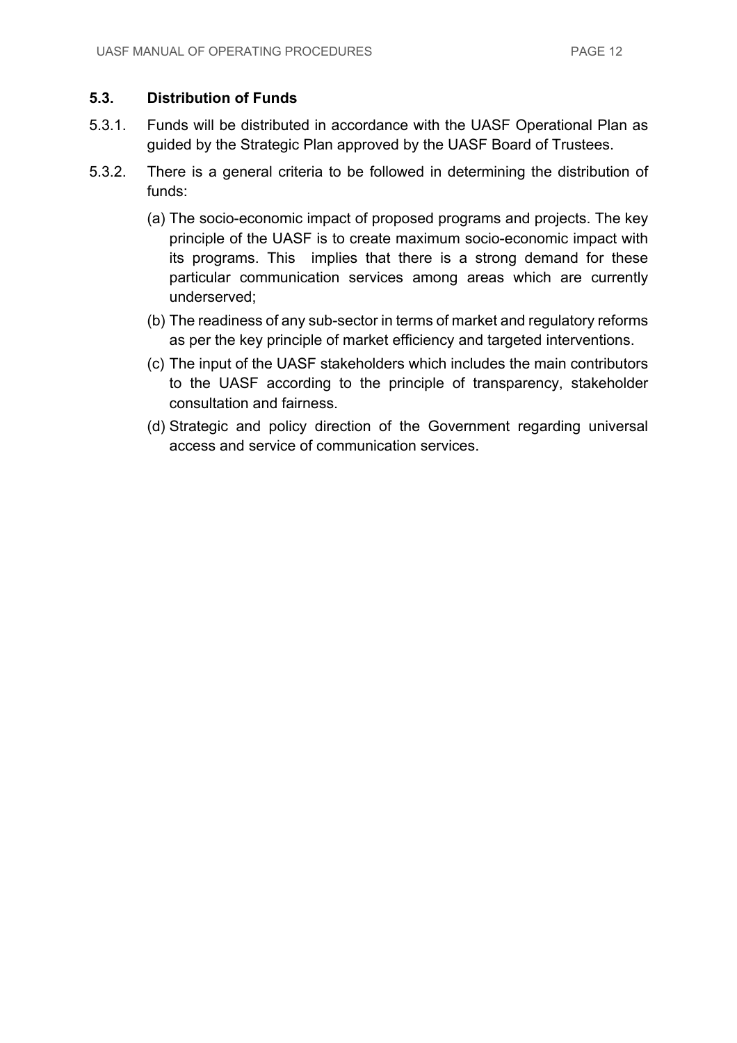### 5.3. Distribution of Funds

5.3.1. Funds will be distributed in accordance with the UASF Operational Plan as guided by the Strategic Plan approved by the UASF Board of Trustees.

5.3.2. There is a general criteria to be followed in determining the distribution of funds:

(a) The socio-economic impact of proposed programs and projects. The key principle of the UASF is to create maximum socio-economic impact with its programs. This implies that there is a strong demand for these particular communication services among areas which are currently underserved;

(b) The readiness of any sub-sector in terms of market and regulatory reforms as per the key principle of market efficiency and targeted interventions.

(c) The input of the UASF stakeholders which includes the main contributors to the UASF according to the principle of transparency, stakeholder consultation and fairness.

(d) Strategic and policy direction of the Government regarding universal access and service of communication services.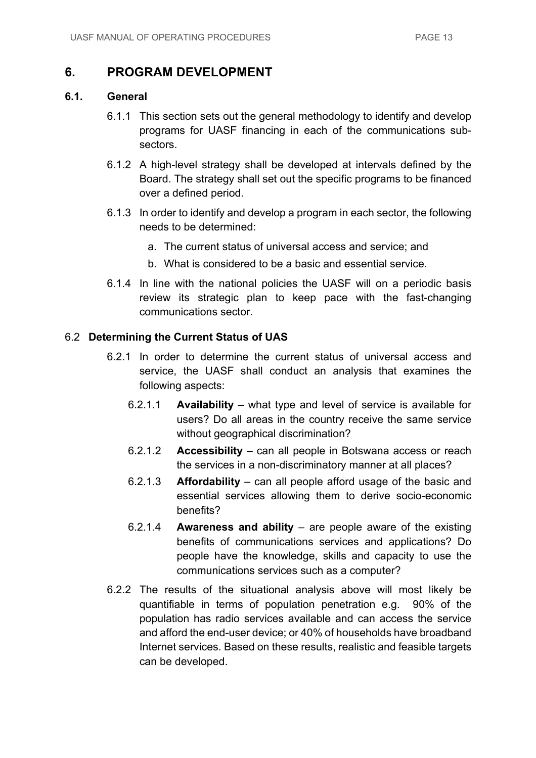# 6. PROGRAM DEVELOPMENT

## 6.1. General

6.1.1 This section sets out the general methodology to identify and develop programs for UASF financing in each of the communications sub-sectors.

6.1.2 A high-level strategy shall be developed at intervals defined by the Board. The strategy shall set out the specific programs to be financed over a defined period.

6.1.3 In order to identify and develop a program in each sector, the following needs to be determined:

a. The current status of universal access and service; and

b. What is considered to be a basic and essential service.

6.1.4 In line with the national policies the UASF will on a periodic basis review its strategic plan to keep pace with the fast-changing communications sector.

## 6.2 Determining the Current Status of UAS

6.2.1 In order to determine the current status of universal access and service, the UASF shall conduct an analysis that examines the following aspects:

6.2.1.1 **Availability** – what type and level of service is available for users? Do all areas in the country receive the same service without geographical discrimination?

6.2.1.2 **Accessibility** – can all people in Botswana access or reach the services in a non-discriminatory manner at all places?

6.2.1.3 **Affordability** – can all people afford usage of the basic and essential services allowing them to derive socio-economic benefits?

6.2.1.4 **Awareness and ability** – are people aware of the existing benefits of communications services and applications? Do people have the knowledge, skills and capacity to use the communications services such as a computer?

6.2.2 The results of the situational analysis above will most likely be quantifiable in terms of population penetration e.g. 90% of the population has radio services available and can access the service and afford the end-user device; or 40% of households have broadband Internet services. Based on these results, realistic and feasible targets can be developed.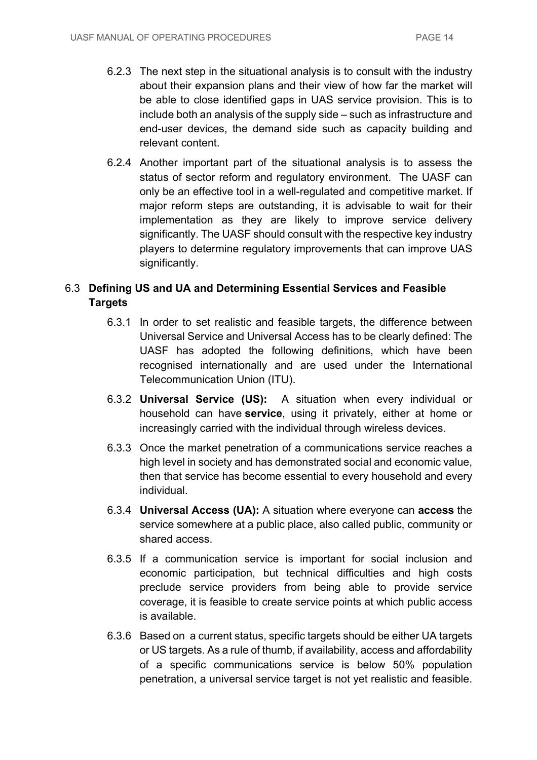6.2.3 The next step in the situational analysis is to consult with the industry about their expansion plans and their view of how far the market will be able to close identified gaps in UAS service provision. This is to include both an analysis of the supply side – such as infrastructure and end-user devices, the demand side such as capacity building and relevant content.

6.2.4 Another important part of the situational analysis is to assess the status of sector reform and regulatory environment. The UASF can only be an effective tool in a well-regulated and competitive market. If major reform steps are outstanding, it is advisable to wait for their implementation as they are likely to improve service delivery significantly. The UASF should consult with the respective key industry players to determine regulatory improvements that can improve UAS significantly.

## 6.3 Defining US and UA and Determining Essential Services and Feasible Targets

6.3.1 In order to set realistic and feasible targets, the difference between Universal Service and Universal Access has to be clearly defined: The UASF has adopted the following definitions, which have been recognised internationally and are used under the International Telecommunication Union (ITU).

6.3.2 **Universal Service (US):** A situation when every individual or household can have **service**, using it privately, either at home or increasingly carried with the individual through wireless devices.

6.3.3 Once the market penetration of a communications service reaches a high level in society and has demonstrated social and economic value, then that service has become essential to every household and every individual.

6.3.4 **Universal Access (UA):** A situation where everyone can **access** the service somewhere at a public place, also called public, community or shared access.

6.3.5 If a communication service is important for social inclusion and economic participation, but technical difficulties and high costs preclude service providers from being able to provide service coverage, it is feasible to create service points at which public access is available.

6.3.6 Based on a current status, specific targets should be either UA targets or US targets. As a rule of thumb, if availability, access and affordability of a specific communications service is below 50% population penetration, a universal service target is not yet realistic and feasible.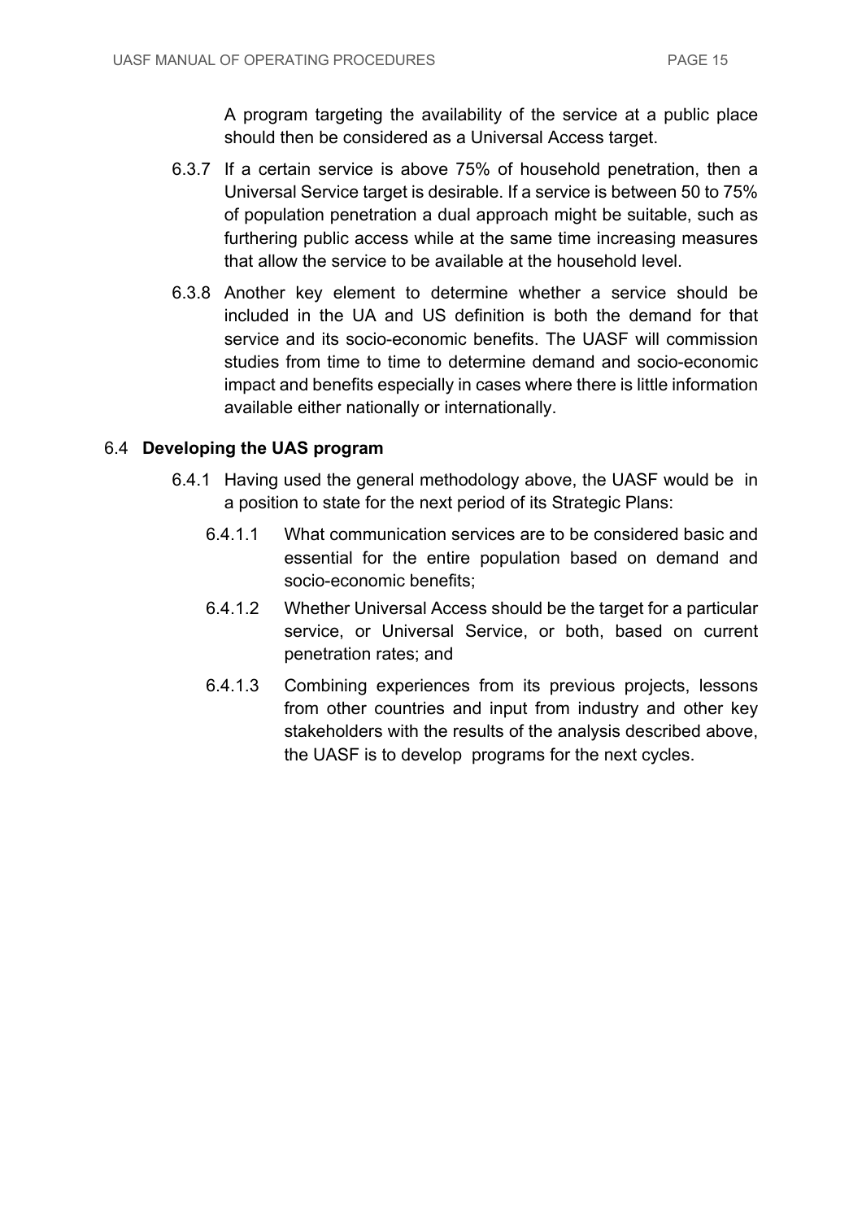A program targeting the availability of the service at a public place should then be considered as a Universal Access target.

6.3.7 If a certain service is above 75% of household penetration, then a Universal Service target is desirable. If a service is between 50 to 75% of population penetration a dual approach might be suitable, such as furthering public access while at the same time increasing measures that allow the service to be available at the household level.

6.3.8 Another key element to determine whether a service should be included in the UA and US definition is both the demand for that service and its socio-economic benefits. The UASF will commission studies from time to time to determine demand and socio-economic impact and benefits especially in cases where there is little information available either nationally or internationally.

## 6.4 **Developing the UAS program**

6.4.1 Having used the general methodology above, the UASF would be in a position to state for the next period of its Strategic Plans:

6.4.1.1 What communication services are to be considered basic and essential for the entire population based on demand and socio-economic benefits;

6.4.1.2 Whether Universal Access should be the target for a particular service, or Universal Service, or both, based on current penetration rates; and

6.4.1.3 Combining experiences from its previous projects, lessons from other countries and input from industry and other key stakeholders with the results of the analysis described above, the UASF is to develop programs for the next cycles.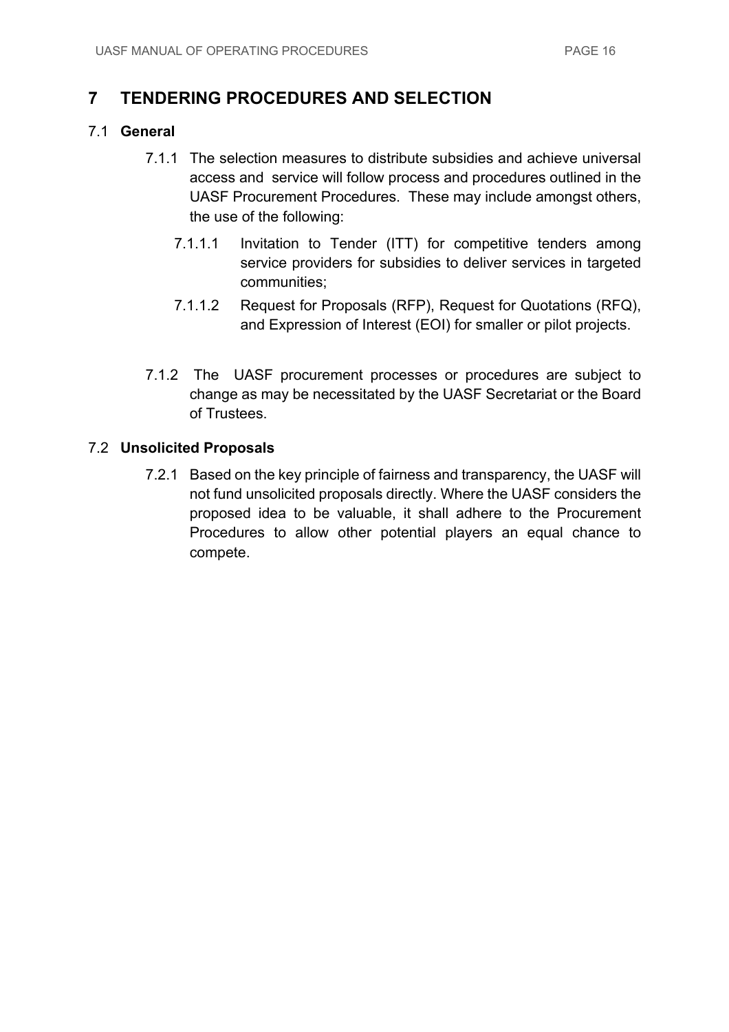# 7 TENDERING PROCEDURES AND SELECTION

## 7.1 General

7.1.1 The selection measures to distribute subsidies and achieve universal access and service will follow process and procedures outlined in the UASF Procurement Procedures. These may include amongst others, the use of the following:

7.1.1.1 Invitation to Tender (ITT) for competitive tenders among service providers for subsidies to deliver services in targeted communities;

7.1.1.2 Request for Proposals (RFP), Request for Quotations (RFQ), and Expression of Interest (EOI) for smaller or pilot projects.

7.1.2 The UASF procurement processes or procedures are subject to change as may be necessitated by the UASF Secretariat or the Board of Trustees.

## 7.2 Unsolicited Proposals

7.2.1 Based on the key principle of fairness and transparency, the UASF will not fund unsolicited proposals directly. Where the UASF considers the proposed idea to be valuable, it shall adhere to the Procurement Procedures to allow other potential players an equal chance to compete.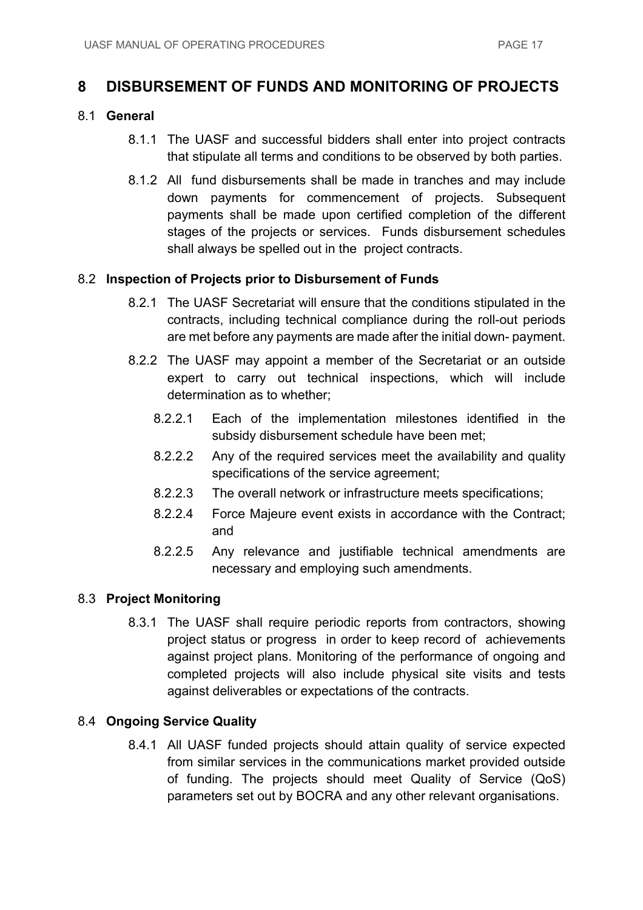# 8 DISBURSEMENT OF FUNDS AND MONITORING OF PROJECTS

## 8.1 General

8.1.1 The UASF and successful bidders shall enter into project contracts that stipulate all terms and conditions to be observed by both parties.

8.1.2 All fund disbursements shall be made in tranches and may include down payments for commencement of projects. Subsequent payments shall be made upon certified completion of the different stages of the projects or services. Funds disbursement schedules shall always be spelled out in the project contracts.

## 8.2 Inspection of Projects prior to Disbursement of Funds

8.2.1 The UASF Secretariat will ensure that the conditions stipulated in the contracts, including technical compliance during the roll-out periods are met before any payments are made after the initial down- payment.

8.2.2 The UASF may appoint a member of the Secretariat or an outside expert to carry out technical inspections, which will include determination as to whether;

8.2.2.1 Each of the implementation milestones identified in the subsidy disbursement schedule have been met;

8.2.2.2 Any of the required services meet the availability and quality specifications of the service agreement;

8.2.2.3 The overall network or infrastructure meets specifications;

8.2.2.4 Force Majeure event exists in accordance with the Contract; and

8.2.2.5 Any relevance and justifiable technical amendments are necessary and employing such amendments.

## 8.3 Project Monitoring

8.3.1 The UASF shall require periodic reports from contractors, showing project status or progress in order to keep record of achievements against project plans. Monitoring of the performance of ongoing and completed projects will also include physical site visits and tests against deliverables or expectations of the contracts.

## 8.4 Ongoing Service Quality

8.4.1 All UASF funded projects should attain quality of service expected from similar services in the communications market provided outside of funding. The projects should meet Quality of Service (QoS) parameters set out by BOCRA and any other relevant organisations.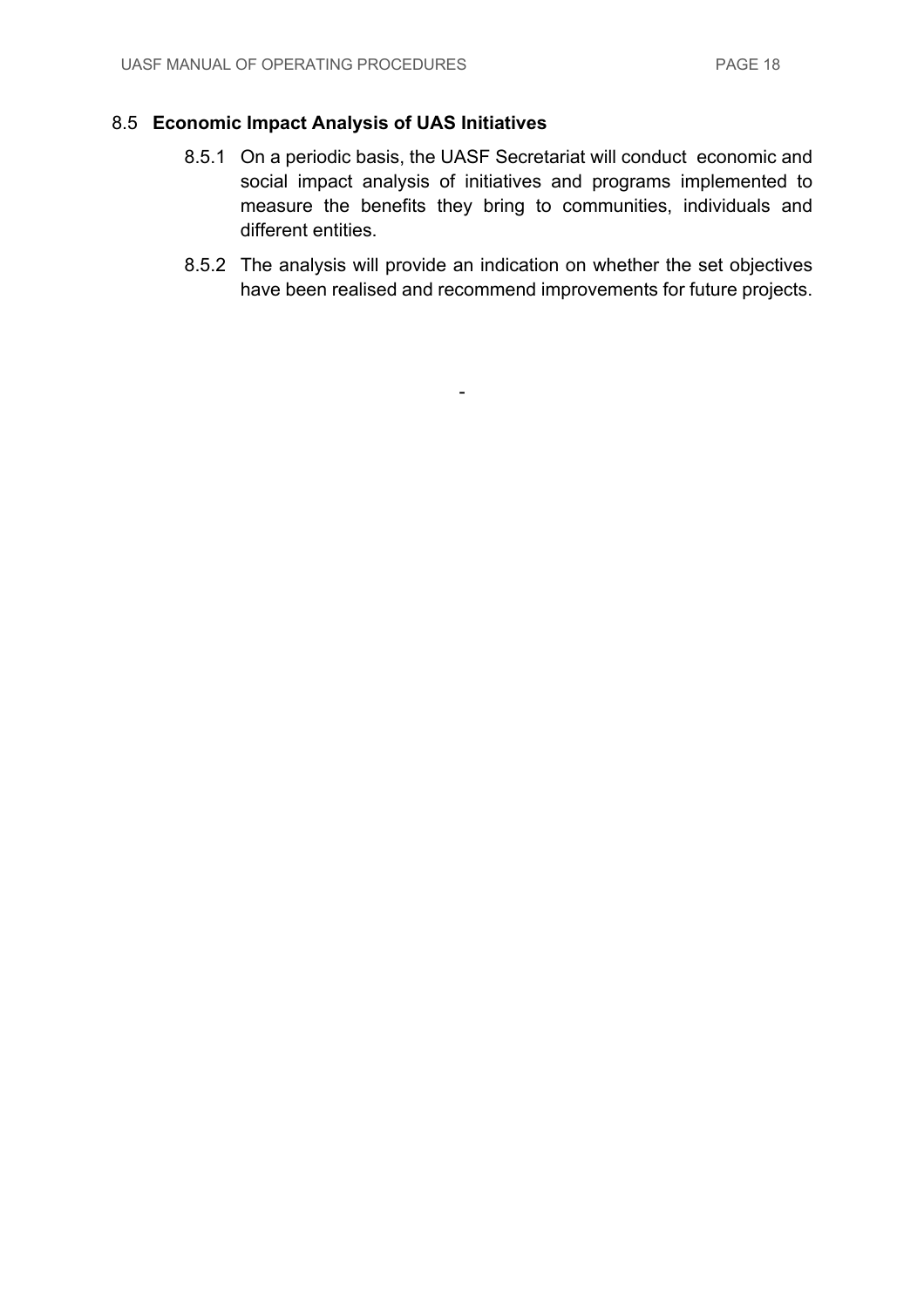### 8.5 **Economic Impact Analysis of UAS Initiatives**

8.5.1 On a periodic basis, the UASF Secretariat will conduct economic and social impact analysis of initiatives and programs implemented to measure the benefits they bring to communities, individuals and different entities.

8.5.2 The analysis will provide an indication on whether the set objectives have been realised and recommend improvements for future projects.

-